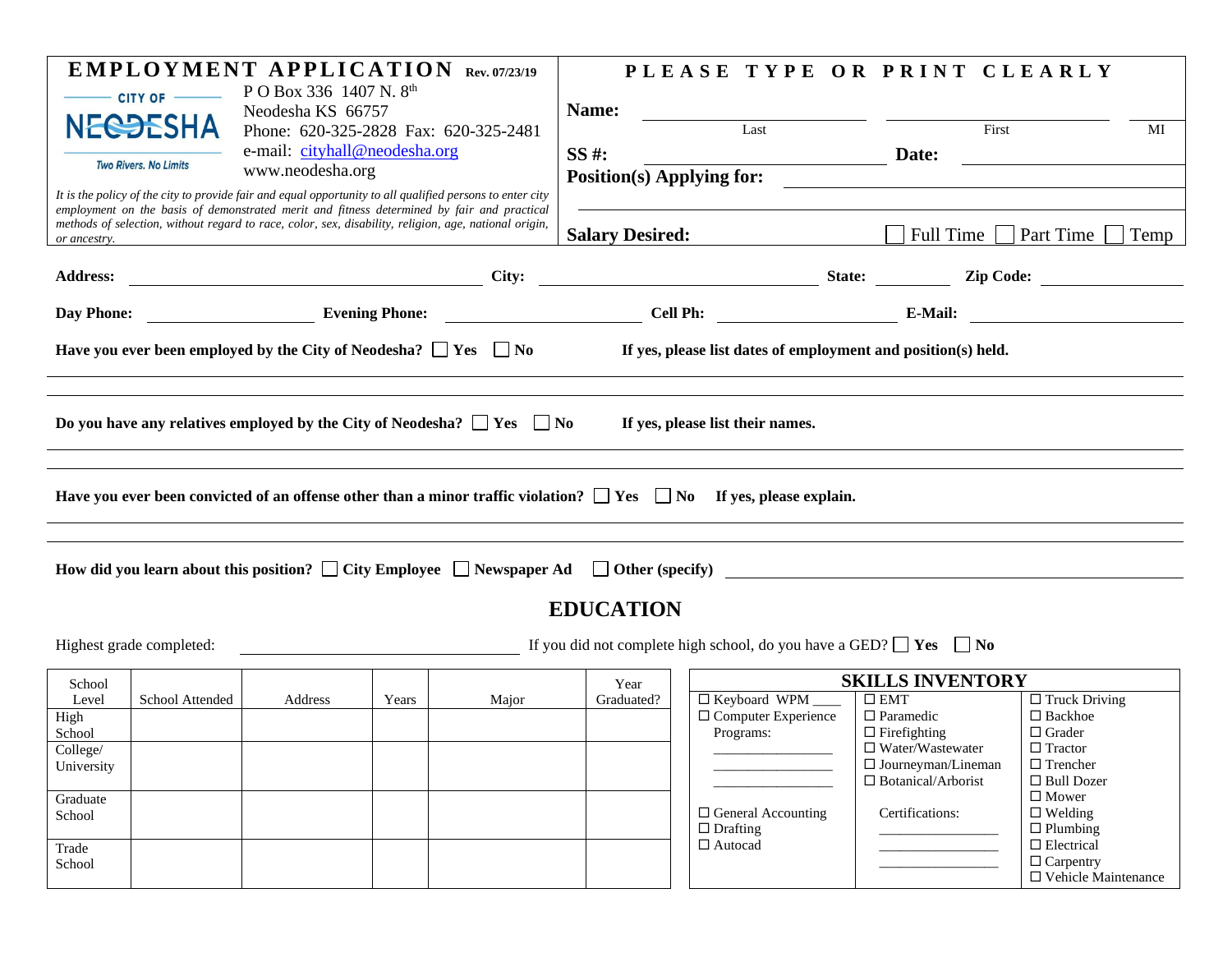# EMPLOYMENT APPLICATION

Rev. 07/23/19

CITY OF NEODESHA

Two Rivers. No Limits

P O Box 336 1407 N. 8th
Neodesha KS 66757
Phone: 620-325-2828 Fax: 620-325-2481
e-mail: cityhall@neodesha.org
www.neodesha.org

*It is the policy of the city to provide fair and equal opportunity to all qualified persons to enter city employment on the basis of demonstrated merit and fitness determined by fair and practical methods of selection, without regard to race, color, sex, disability, religion, age, national origin, or ancestry.*

**PLEASE TYPE OR PRINT CLEARLY**

**Name:** ______________________ ______________________ ____
Last First MI

**SS #:** ______________________ **Date:** ______________________

**Position(s) Applying for:** ______________________

______________________

**Salary Desired:** ☐ Full Time ☐ Part Time ☐ Temp

**Address:** ______________________ **City:** ______________________ **State:** ________ **Zip Code:** ____________

**Day Phone:** ______________ **Evening Phone:** ______________ **Cell Ph:** ______________ **E-Mail:** ______________

**Have you ever been employed by the City of Neodesha?** ☐ **Yes** ☐ **No** **If yes, please list dates of employment and position(s) held.**

______________________________________________________________________

______________________________________________________________________

**Do you have any relatives employed by the City of Neodesha?** ☐ **Yes** ☐ **No** **If yes, please list their names.**

______________________________________________________________________

______________________________________________________________________

**Have you ever been convicted of an offense other than a minor traffic violation?** ☐ **Yes** ☐ **No** **If yes, please explain.**

______________________________________________________________________

______________________________________________________________________

**How did you learn about this position?** ☐ **City Employee** ☐ **Newspaper Ad** ☐ **Other (specify)** ______________________

## EDUCATION

Highest grade completed: ______________________ If you did not complete high school, do you have a GED? ☐ **Yes** ☐ **No**

| School Level | School Attended | Address | Years | Major | Year Graduated? |
|---|---|---|---|---|---|
| High School | | | | | |
| College/ University | | | | | |
| Graduate School | | | | | |
| Trade School | | | | | |

## SKILLS INVENTORY

| | | |
|---|---|---|
| ☐ Keyboard WPM ____ | ☐ EMT | ☐ Truck Driving |
| ☐ Computer Experience Programs: | ☐ Paramedic | ☐ Backhoe |
| ______________ | ☐ Firefighting | ☐ Grader |
| ______________ | ☐ Water/Wastewater | ☐ Tractor |
| ______________ | ☐ Journeyman/Lineman | ☐ Trencher |
| | ☐ Botanical/Arborist | ☐ Bull Dozer |
| | | ☐ Mower |
| ☐ General Accounting | Certifications: | ☐ Welding |
| ☐ Drafting | ______________ | ☐ Plumbing |
| ☐ Autocad | ______________ | ☐ Electrical |
| | ______________ | ☐ Carpentry |
| | | ☐ Vehicle Maintenance |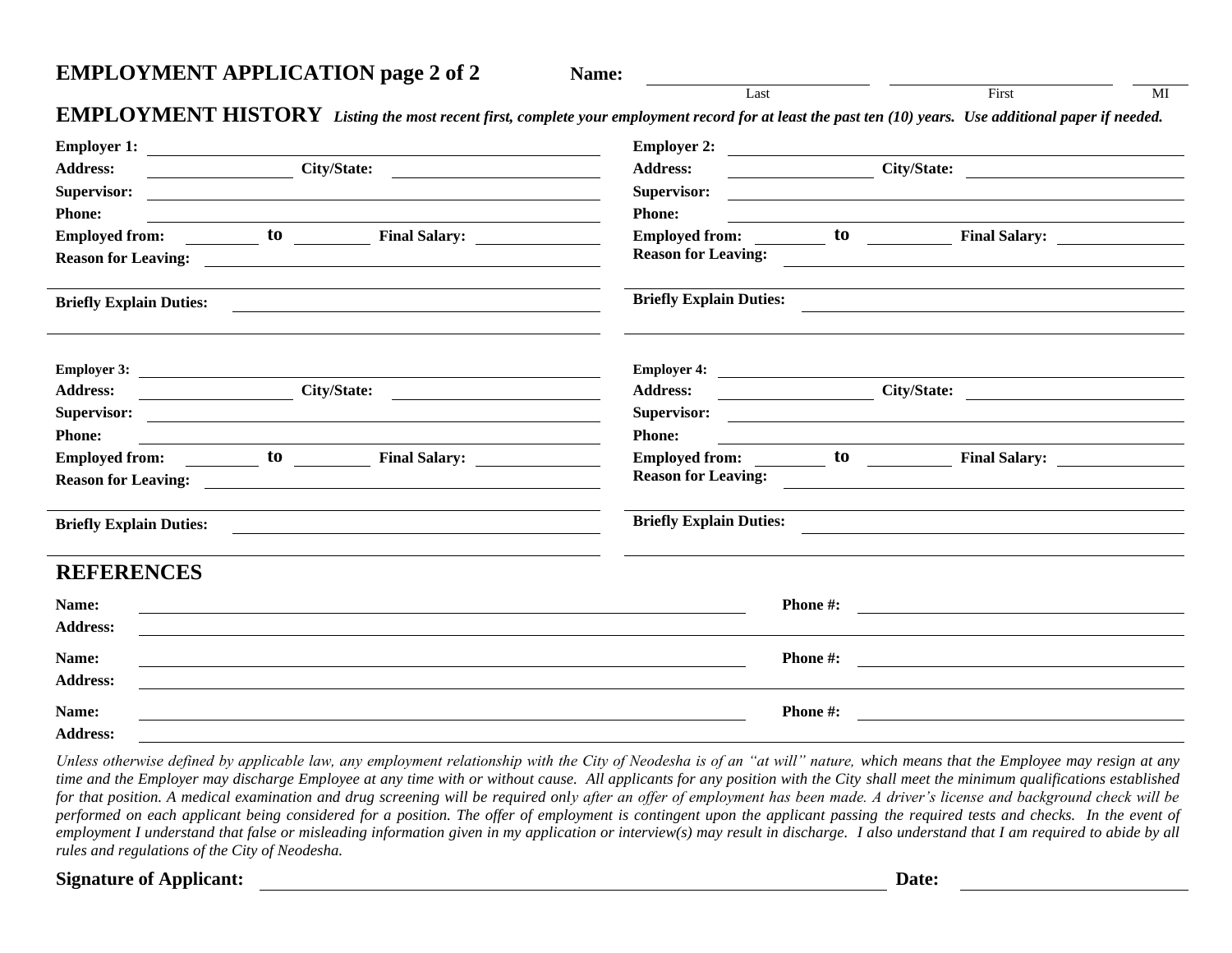## EMPLOYMENT APPLICATION page 2 of 2

**Name:** ______________________ ______________________ ______
Last First MI

## EMPLOYMENT HISTORY

***Listing the most recent first, complete your employment record for at least the past ten (10) years. Use additional paper if needed.***

**Employer 1:** ______________________________
**Address:** ______________ **City/State:** ______________
**Supervisor:** ______________________________
**Phone:** ______________________________
**Employed from:** ________ **to** ________ **Final Salary:** ____________
**Reason for Leaving:** ______________________________

**Briefly Explain Duties:** ______________________________

**Employer 2:** ______________________________
**Address:** ______________ **City/State:** ______________
**Supervisor:** ______________________________
**Phone:** ______________________________
**Employed from:** ________ **to** ________ **Final Salary:** ____________
**Reason for Leaving:** ______________________________

**Briefly Explain Duties:** ______________________________

**Employer 3:** ______________________________
**Address:** ______________ **City/State:** ______________
**Supervisor:** ______________________________
**Phone:** ______________________________
**Employed from:** ________ **to** ________ **Final Salary:** ____________
**Reason for Leaving:** ______________________________

**Briefly Explain Duties:** ______________________________

**Employer 4:** ______________________________
**Address:** ______________ **City/State:** ______________
**Supervisor:** ______________________________
**Phone:** ______________________________
**Employed from:** ________ **to** ________ **Final Salary:** ____________
**Reason for Leaving:** ______________________________

**Briefly Explain Duties:** ______________________________

## REFERENCES

**Name:** ______________________________ **Phone #:** ______________
**Address:** ______________________________

**Name:** ______________________________ **Phone #:** ______________
**Address:** ______________________________

**Name:** ______________________________ **Phone #:** ______________
**Address:** ______________________________

*Unless otherwise defined by applicable law, any employment relationship with the City of Neodesha is of an "at will" nature, which means that the Employee may resign at any time and the Employer may discharge Employee at any time with or without cause. All applicants for any position with the City shall meet the minimum qualifications established for that position. A medical examination and drug screening will be required only after an offer of employment has been made. A driver's license and background check will be performed on each applicant being considered for a position. The offer of employment is contingent upon the applicant passing the required tests and checks. In the event of employment I understand that false or misleading information given in my application or interview(s) may result in discharge. I also understand that I am required to abide by all rules and regulations of the City of Neodesha.*

**Signature of Applicant:** ______________________________ **Date:** ______________